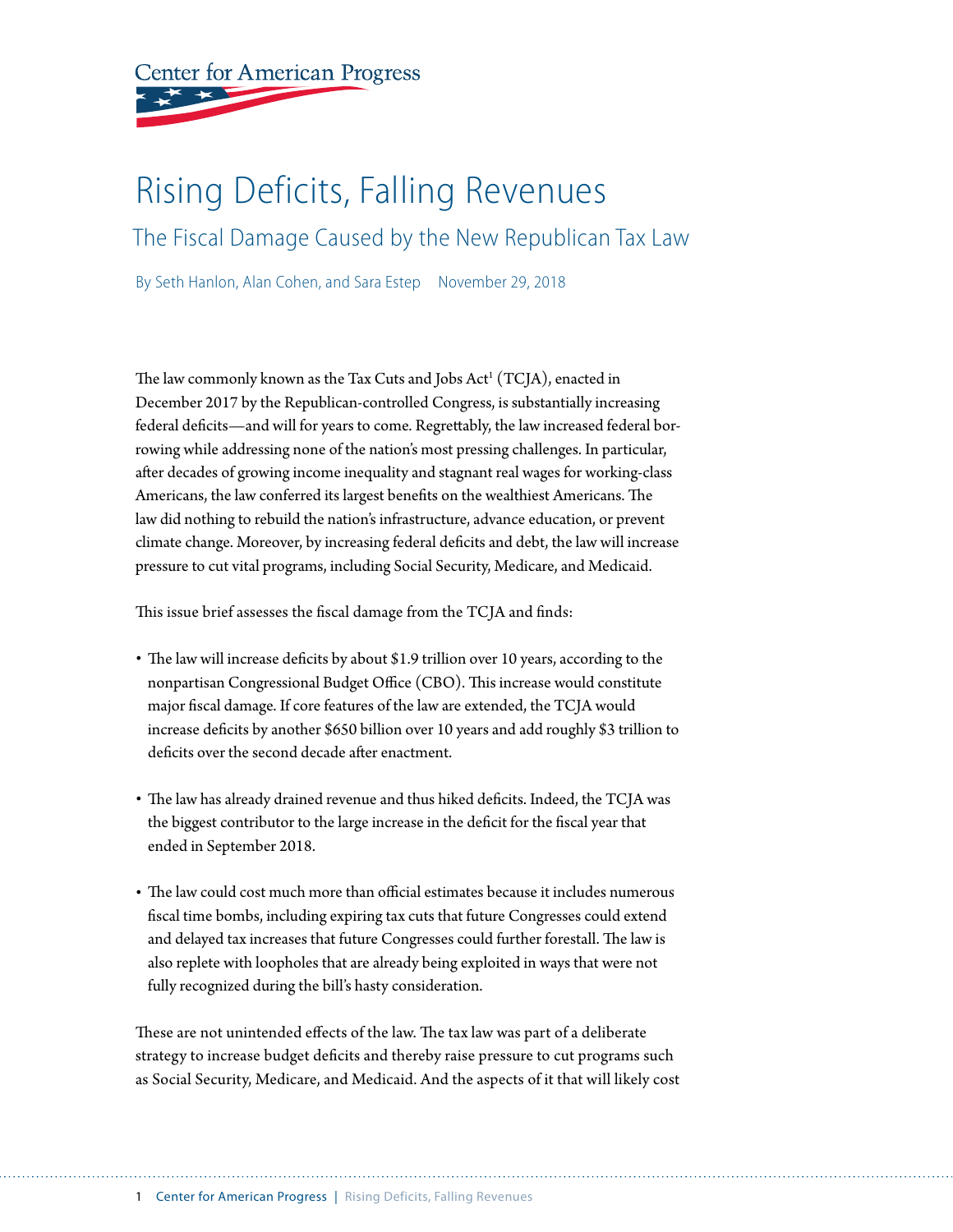Center for American Progress

# Rising Deficits, Falling Revenues

## The Fiscal Damage Caused by the New Republican Tax Law

By Seth Hanlon, Alan Cohen, and Sara Estep    November 29, 2018

The law commonly known as the Tax Cuts and Jobs Act[1] (TCJA), enacted in December 2017 by the Republican-controlled Congress, is substantially increasing federal deficits—and will for years to come. Regrettably, the law increased federal borrowing while addressing none of the nation's most pressing challenges. In particular, after decades of growing income inequality and stagnant real wages for working-class Americans, the law conferred its largest benefits on the wealthiest Americans. The law did nothing to rebuild the nation's infrastructure, advance education, or prevent climate change. Moreover, by increasing federal deficits and debt, the law will increase pressure to cut vital programs, including Social Security, Medicare, and Medicaid.

This issue brief assesses the fiscal damage from the TCJA and finds:

- The law will increase deficits by about $1.9 trillion over 10 years, according to the nonpartisan Congressional Budget Office (CBO). This increase would constitute major fiscal damage. If core features of the law are extended, the TCJA would increase deficits by another $650 billion over 10 years and add roughly $3 trillion to deficits over the second decade after enactment.
- The law has already drained revenue and thus hiked deficits. Indeed, the TCJA was the biggest contributor to the large increase in the deficit for the fiscal year that ended in September 2018.
- The law could cost much more than official estimates because it includes numerous fiscal time bombs, including expiring tax cuts that future Congresses could extend and delayed tax increases that future Congresses could further forestall. The law is also replete with loopholes that are already being exploited in ways that were not fully recognized during the bill's hasty consideration.

These are not unintended effects of the law. The tax law was part of a deliberate strategy to increase budget deficits and thereby raise pressure to cut programs such as Social Security, Medicare, and Medicaid. And the aspects of it that will likely cost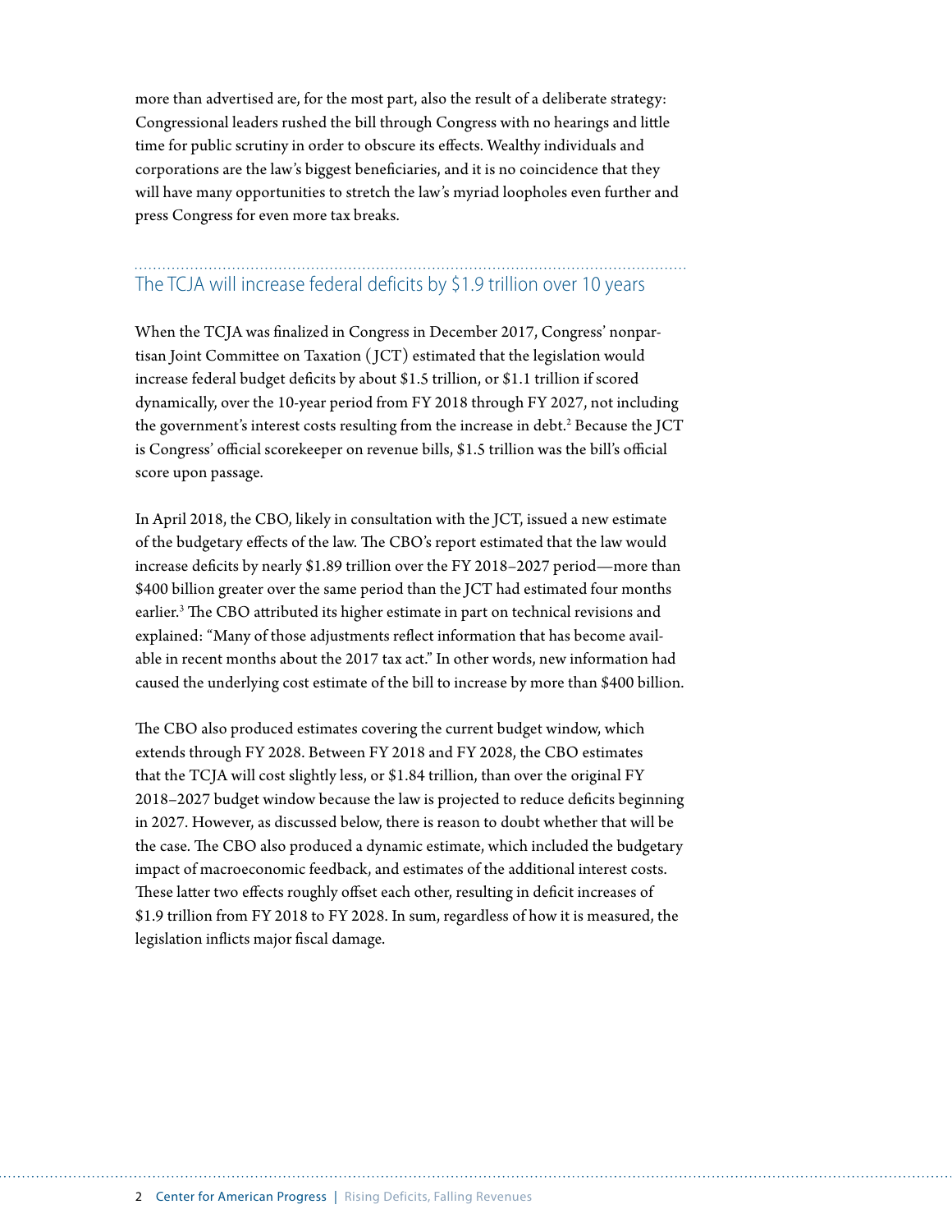more than advertised are, for the most part, also the result of a deliberate strategy: Congressional leaders rushed the bill through Congress with no hearings and little time for public scrutiny in order to obscure its effects. Wealthy individuals and corporations are the law's biggest beneficiaries, and it is no coincidence that they will have many opportunities to stretch the law's myriad loopholes even further and press Congress for even more tax breaks.

## The TCJA will increase federal deficits by $1.9 trillion over 10 years

When the TCJA was finalized in Congress in December 2017, Congress' nonpartisan Joint Committee on Taxation (JCT) estimated that the legislation would increase federal budget deficits by about $1.5 trillion, or $1.1 trillion if scored dynamically, over the 10-year period from FY 2018 through FY 2027, not including the government's interest costs resulting from the increase in debt.[2] Because the JCT is Congress' official scorekeeper on revenue bills, $1.5 trillion was the bill's official score upon passage.

In April 2018, the CBO, likely in consultation with the JCT, issued a new estimate of the budgetary effects of the law. The CBO's report estimated that the law would increase deficits by nearly $1.89 trillion over the FY 2018–2027 period—more than $400 billion greater over the same period than the JCT had estimated four months earlier.[3] The CBO attributed its higher estimate in part on technical revisions and explained: "Many of those adjustments reflect information that has become available in recent months about the 2017 tax act." In other words, new information had caused the underlying cost estimate of the bill to increase by more than $400 billion.

The CBO also produced estimates covering the current budget window, which extends through FY 2028. Between FY 2018 and FY 2028, the CBO estimates that the TCJA will cost slightly less, or $1.84 trillion, than over the original FY 2018–2027 budget window because the law is projected to reduce deficits beginning in 2027. However, as discussed below, there is reason to doubt whether that will be the case. The CBO also produced a dynamic estimate, which included the budgetary impact of macroeconomic feedback, and estimates of the additional interest costs. These latter two effects roughly offset each other, resulting in deficit increases of $1.9 trillion from FY 2018 to FY 2028. In sum, regardless of how it is measured, the legislation inflicts major fiscal damage.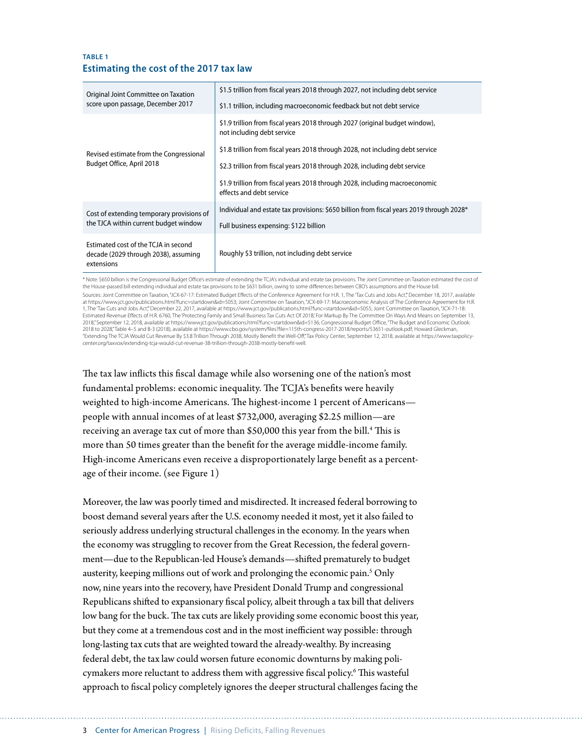**TABLE 1**

### Estimating the cost of the 2017 tax law

| | |
|---|---|
| Original Joint Committee on Taxation score upon passage, December 2017 | $1.5 trillion from fiscal years 2018 through 2027, not including debt service |
| | $1.1 trillion, including macroeconomic feedback but not debt service |
| Revised estimate from the Congressional Budget Office, April 2018 | $1.9 trillion from fiscal years 2018 through 2027 (original budget window), not including debt service |
| | $1.8 trillion from fiscal years 2018 through 2028, not including debt service |
| | $2.3 trillion from fiscal years 2018 through 2028, including debt service |
| | $1.9 trillion from fiscal years 2018 through 2028, including macroeconomic effects and debt service |
| Cost of extending temporary provisions of the TJCA within current budget window | Individual and estate tax provisions: $650 billion from fiscal years 2019 through 2028* |
| | Full business expensing: $122 billion |
| Estimated cost of the TCJA in second decade (2029 through 2038), assuming extensions | Roughly $3 trillion, not including debt service |

* Note: $650 billion is the Congressional Budget Office's estimate of extending the TCJA's individual and estate tax provisions. The Joint Committee on Taxation estimated the cost of the House-passed bill extending individual and estate tax provisions to be $631 billion, owing to some differences between CBO's assumptions and the House bill.

Sources: Joint Committee on Taxation, "JCX-67-17: Estimated Budget Effects of the Conference Agreement For H.R. 1, The 'Tax Cuts and Jobs Act'," December 18, 2017, available at https://www.jct.gov/publications.html?func=startdown&id=5053; Joint Committee on Taxation, "JCX-69-17: Macroeconomic Analysis of The Conference Agreement for H.R. 1, The 'Tax Cuts and Jobs Act'," December 22, 2017, available at https://www.jct.gov/publications.html?func=startdown&id=5055; Joint Committee on Taxation, "JCX-71-18: Estimated Revenue Effects of H.R. 6760, The 'Protecting Family and Small Business Tax Cuts Act Of 2018,' For Markup By The Committee On Ways And Means on September 13, 2018," September 12, 2018, available at https://www.jct.gov/publications.html?func=startdown&id=5136; Congressional Budget Office, "The Budget and Economic Outlook: 2018 to 2028," Table 4-5 and B-3 (2018), available at https://www.cbo.gov/system/files?file=115th-congress-2017-2018/reports/53651-outlook.pdf; Howard Gleckman, "Extending The TCJA Would Cut Revenue By $3.8 Trillion Through 2038, Mostly Benefit the Well-Off," Tax Policy Center, September 12, 2018, available at https://www.taxpolicy-center.org/taxvox/extending-tcja-would-cut-revenue-38-trillion-through-2038-mostly-benefit-well.

The tax law inflicts this fiscal damage while also worsening one of the nation's most fundamental problems: economic inequality. The TCJA's benefits were heavily weighted to high-income Americans. The highest-income 1 percent of Americans—people with annual incomes of at least $732,000, averaging $2.25 million—are receiving an average tax cut of more than $50,000 this year from the bill.[4] This is more than 50 times greater than the benefit for the average middle-income family. High-income Americans even receive a disproportionately large benefit as a percentage of their income. (see Figure 1)

Moreover, the law was poorly timed and misdirected. It increased federal borrowing to boost demand several years after the U.S. economy needed it most, yet it also failed to seriously address underlying structural challenges in the economy. In the years when the economy was struggling to recover from the Great Recession, the federal government—due to the Republican-led House's demands—shifted prematurely to budget austerity, keeping millions out of work and prolonging the economic pain.[5] Only now, nine years into the recovery, have President Donald Trump and congressional Republicans shifted to expansionary fiscal policy, albeit through a tax bill that delivers low bang for the buck. The tax cuts are likely providing some economic boost this year, but they come at a tremendous cost and in the most inefficient way possible: through long-lasting tax cuts that are weighted toward the already-wealthy. By increasing federal debt, the tax law could worsen future economic downturns by making policymakers more reluctant to address them with aggressive fiscal policy.[6] This wasteful approach to fiscal policy completely ignores the deeper structural challenges facing the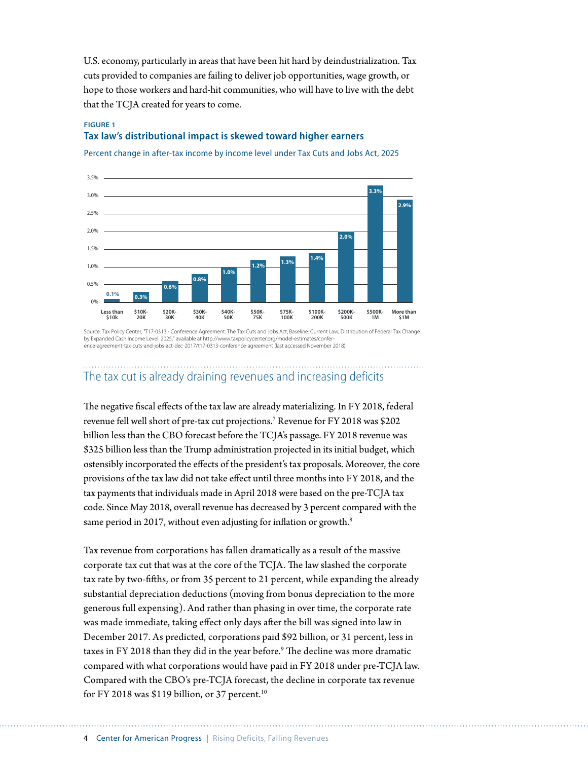U.S. economy, particularly in areas that have been hit hard by deindustrialization. Tax cuts provided to companies are failing to deliver job opportunities, wage growth, or hope to those workers and hard-hit communities, who will have to live with the debt that the TCJA created for years to come.

**FIGURE 1**

**Tax law's distributional impact is skewed toward higher earners**

Percent change in after-tax income by income level under Tax Cuts and Jobs Act, 2025

| Income level | Percent change in after-tax income |
|---|---|
| Less than $10k | 0.1% |
| $10K-20K | 0.3% |
| $20K-30K | 0.6% |
| $30K-40K | 0.8% |
| $40K-50K | 1.0% |
| $50K-75K | 1.2% |
| $75K-100K | 1.3% |
| $100K-200K | 1.4% |
| $200K-500K | 2.0% |
| $500K-1M | 3.3% |
| More than $1M | 2.9% |

Source: Tax Policy Center, "T17-0313 - Conference Agreement: The Tax Cuts and Jobs Act; Baseline: Current Law; Distribution of Federal Tax Change by Expanded Cash Income Level, 2025," available at http://www.taxpolicycenter.org/model-estimates/conference-agreement-tax-cuts-and-jobs-act-dec-2017/t17-0313-conference-agreement (last accessed November 2018).

## The tax cut is already draining revenues and increasing deficits

The negative fiscal effects of the tax law are already materializing. In FY 2018, federal revenue fell well short of pre-tax cut projections.[7] Revenue for FY 2018 was $202 billion less than the CBO forecast before the TCJA's passage. FY 2018 revenue was $325 billion less than the Trump administration projected in its initial budget, which ostensibly incorporated the effects of the president's tax proposals. Moreover, the core provisions of the tax law did not take effect until three months into FY 2018, and the tax payments that individuals made in April 2018 were based on the pre-TCJA tax code. Since May 2018, overall revenue has decreased by 3 percent compared with the same period in 2017, without even adjusting for inflation or growth.[8]

Tax revenue from corporations has fallen dramatically as a result of the massive corporate tax cut that was at the core of the TCJA. The law slashed the corporate tax rate by two-fifths, or from 35 percent to 21 percent, while expanding the already substantial depreciation deductions (moving from bonus depreciation to the more generous full expensing). And rather than phasing in over time, the corporate rate was made immediate, taking effect only days after the bill was signed into law in December 2017. As predicted, corporations paid $92 billion, or 31 percent, less in taxes in FY 2018 than they did in the year before.[9] The decline was more dramatic compared with what corporations would have paid in FY 2018 under pre-TCJA law. Compared with the CBO's pre-TCJA forecast, the decline in corporate tax revenue for FY 2018 was $119 billion, or 37 percent.[10]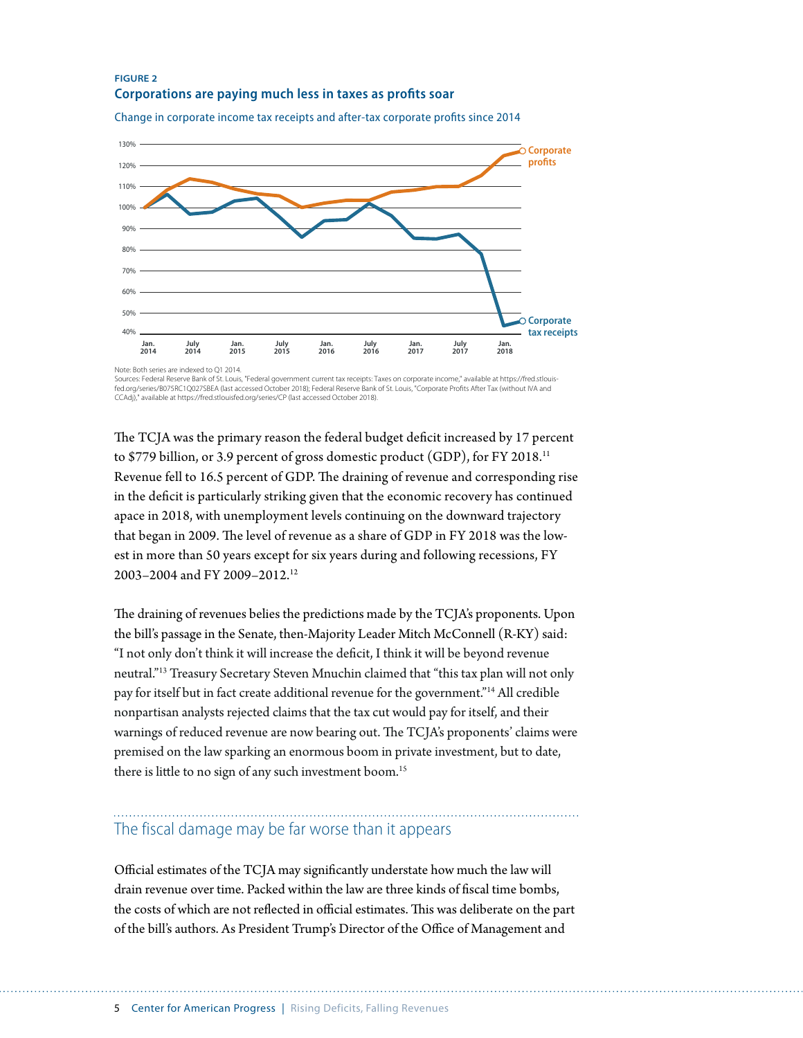**FIGURE 2**

**Corporations are paying much less in taxes as profits soar**

Change in corporate income tax receipts and after-tax corporate profits since 2014

Note: Both series are indexed to Q1 2014.
Sources: Federal Reserve Bank of St. Louis, "Federal government current tax receipts: Taxes on corporate income," available at https://fred.stlouisfed.org/series/B075RC1Q027SBEA (last accessed October 2018); Federal Reserve Bank of St. Louis, "Corporate Profits After Tax (without IVA and CCAdj)," available at https://fred.stlouisfed.org/series/CP (last accessed October 2018).

The TCJA was the primary reason the federal budget deficit increased by 17 percent to $779 billion, or 3.9 percent of gross domestic product (GDP), for FY 2018.[11] Revenue fell to 16.5 percent of GDP. The draining of revenue and corresponding rise in the deficit is particularly striking given that the economic recovery has continued apace in 2018, with unemployment levels continuing on the downward trajectory that began in 2009. The level of revenue as a share of GDP in FY 2018 was the lowest in more than 50 years except for six years during and following recessions, FY 2003–2004 and FY 2009–2012.[12]

The draining of revenues belies the predictions made by the TCJA's proponents. Upon the bill's passage in the Senate, then-Majority Leader Mitch McConnell (R-KY) said: "I not only don't think it will increase the deficit, I think it will be beyond revenue neutral."[13] Treasury Secretary Steven Mnuchin claimed that "this tax plan will not only pay for itself but in fact create additional revenue for the government."[14] All credible nonpartisan analysts rejected claims that the tax cut would pay for itself, and their warnings of reduced revenue are now bearing out. The TCJA's proponents' claims were premised on the law sparking an enormous boom in private investment, but to date, there is little to no sign of any such investment boom.[15]

## The fiscal damage may be far worse than it appears

Official estimates of the TCJA may significantly understate how much the law will drain revenue over time. Packed within the law are three kinds of fiscal time bombs, the costs of which are not reflected in official estimates. This was deliberate on the part of the bill's authors. As President Trump's Director of the Office of Management and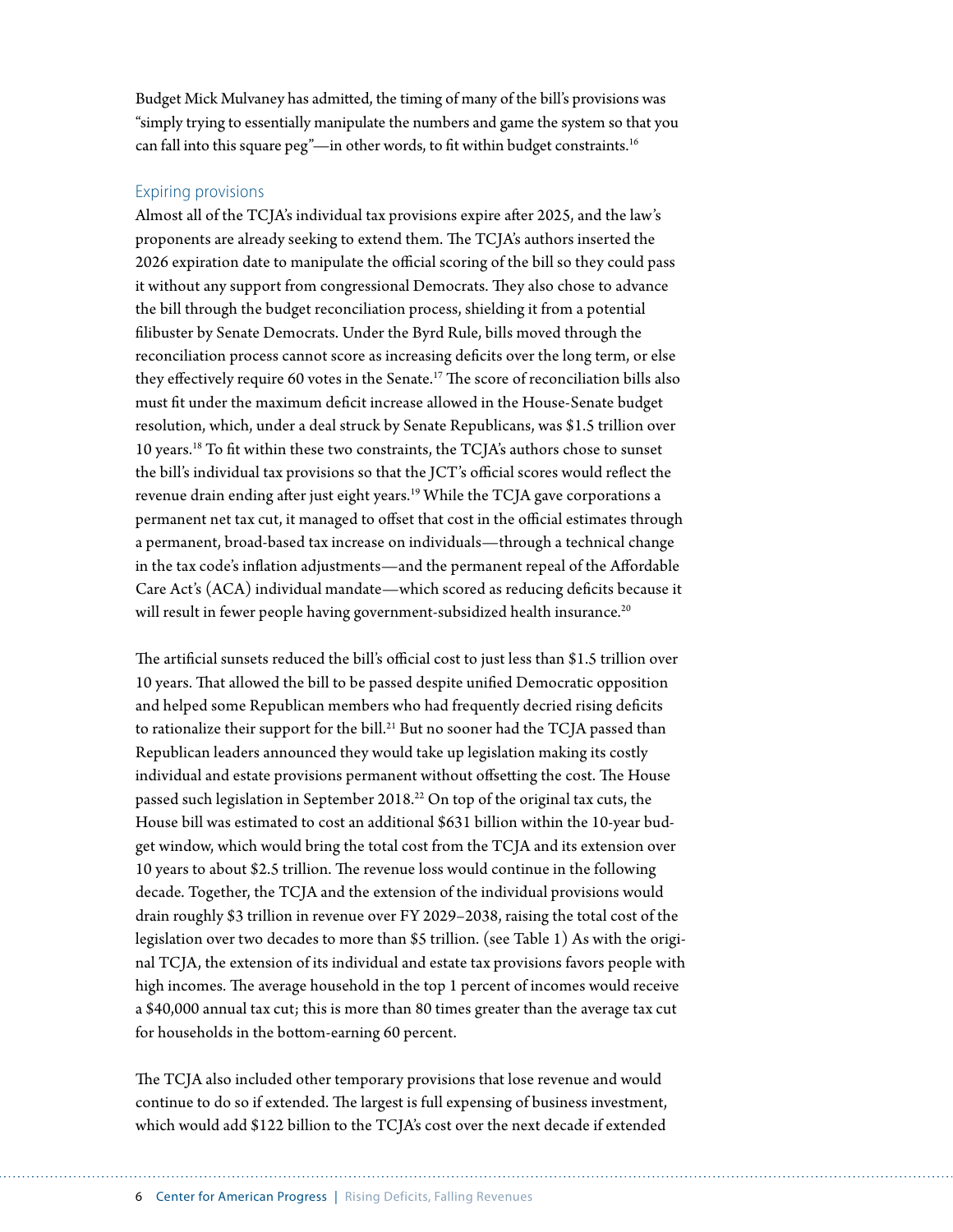Budget Mick Mulvaney has admitted, the timing of many of the bill's provisions was "simply trying to essentially manipulate the numbers and game the system so that you can fall into this square peg"—in other words, to fit within budget constraints.[16]

### Expiring provisions

Almost all of the TCJA's individual tax provisions expire after 2025, and the law's proponents are already seeking to extend them. The TCJA's authors inserted the 2026 expiration date to manipulate the official scoring of the bill so they could pass it without any support from congressional Democrats. They also chose to advance the bill through the budget reconciliation process, shielding it from a potential filibuster by Senate Democrats. Under the Byrd Rule, bills moved through the reconciliation process cannot score as increasing deficits over the long term, or else they effectively require 60 votes in the Senate.[17] The score of reconciliation bills also must fit under the maximum deficit increase allowed in the House-Senate budget resolution, which, under a deal struck by Senate Republicans, was $1.5 trillion over 10 years.[18] To fit within these two constraints, the TCJA's authors chose to sunset the bill's individual tax provisions so that the JCT's official scores would reflect the revenue drain ending after just eight years.[19] While the TCJA gave corporations a permanent net tax cut, it managed to offset that cost in the official estimates through a permanent, broad-based tax increase on individuals—through a technical change in the tax code's inflation adjustments—and the permanent repeal of the Affordable Care Act's (ACA) individual mandate—which scored as reducing deficits because it will result in fewer people having government-subsidized health insurance.[20]

The artificial sunsets reduced the bill's official cost to just less than $1.5 trillion over 10 years. That allowed the bill to be passed despite unified Democratic opposition and helped some Republican members who had frequently decried rising deficits to rationalize their support for the bill.[21] But no sooner had the TCJA passed than Republican leaders announced they would take up legislation making its costly individual and estate provisions permanent without offsetting the cost. The House passed such legislation in September 2018.[22] On top of the original tax cuts, the House bill was estimated to cost an additional $631 billion within the 10-year budget window, which would bring the total cost from the TCJA and its extension over 10 years to about $2.5 trillion. The revenue loss would continue in the following decade. Together, the TCJA and the extension of the individual provisions would drain roughly $3 trillion in revenue over FY 2029–2038, raising the total cost of the legislation over two decades to more than $5 trillion. (see Table 1) As with the original TCJA, the extension of its individual and estate tax provisions favors people with high incomes. The average household in the top 1 percent of incomes would receive a $40,000 annual tax cut; this is more than 80 times greater than the average tax cut for households in the bottom-earning 60 percent.

The TCJA also included other temporary provisions that lose revenue and would continue to do so if extended. The largest is full expensing of business investment, which would add $122 billion to the TCJA's cost over the next decade if extended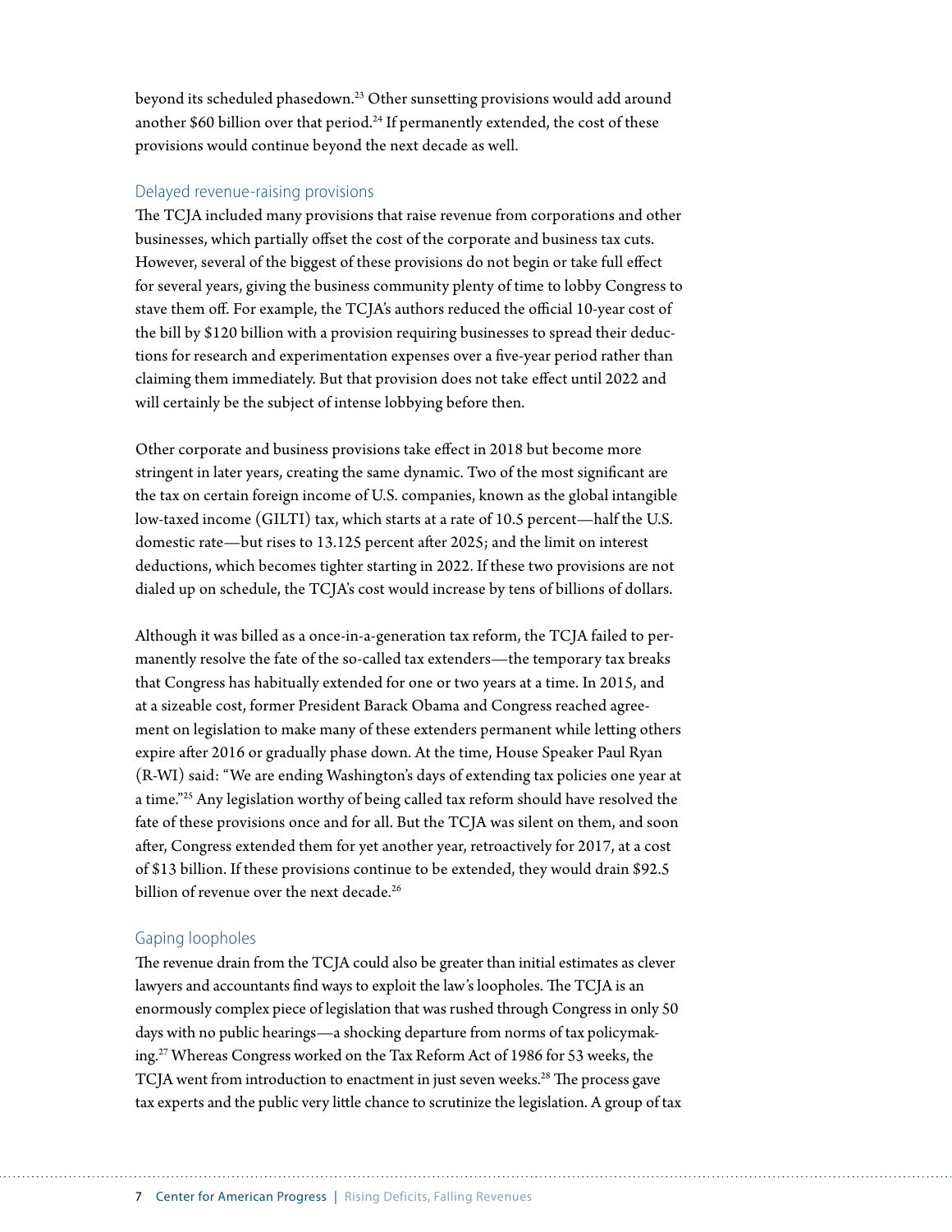beyond its scheduled phasedown.[23] Other sunsetting provisions would add around another $60 billion over that period.[24] If permanently extended, the cost of these provisions would continue beyond the next decade as well.

### Delayed revenue-raising provisions

The TCJA included many provisions that raise revenue from corporations and other businesses, which partially offset the cost of the corporate and business tax cuts. However, several of the biggest of these provisions do not begin or take full effect for several years, giving the business community plenty of time to lobby Congress to stave them off. For example, the TCJA's authors reduced the official 10-year cost of the bill by $120 billion with a provision requiring businesses to spread their deductions for research and experimentation expenses over a five-year period rather than claiming them immediately. But that provision does not take effect until 2022 and will certainly be the subject of intense lobbying before then.

Other corporate and business provisions take effect in 2018 but become more stringent in later years, creating the same dynamic. Two of the most significant are the tax on certain foreign income of U.S. companies, known as the global intangible low-taxed income (GILTI) tax, which starts at a rate of 10.5 percent—half the U.S. domestic rate—but rises to 13.125 percent after 2025; and the limit on interest deductions, which becomes tighter starting in 2022. If these two provisions are not dialed up on schedule, the TCJA's cost would increase by tens of billions of dollars.

Although it was billed as a once-in-a-generation tax reform, the TCJA failed to permanently resolve the fate of the so-called tax extenders—the temporary tax breaks that Congress has habitually extended for one or two years at a time. In 2015, and at a sizeable cost, former President Barack Obama and Congress reached agreement on legislation to make many of these extenders permanent while letting others expire after 2016 or gradually phase down. At the time, House Speaker Paul Ryan (R-WI) said: "We are ending Washington's days of extending tax policies one year at a time."[25] Any legislation worthy of being called tax reform should have resolved the fate of these provisions once and for all. But the TCJA was silent on them, and soon after, Congress extended them for yet another year, retroactively for 2017, at a cost of $13 billion. If these provisions continue to be extended, they would drain $92.5 billion of revenue over the next decade.[26]

### Gaping loopholes

The revenue drain from the TCJA could also be greater than initial estimates as clever lawyers and accountants find ways to exploit the law's loopholes. The TCJA is an enormously complex piece of legislation that was rushed through Congress in only 50 days with no public hearings—a shocking departure from norms of tax policymaking.[27] Whereas Congress worked on the Tax Reform Act of 1986 for 53 weeks, the TCJA went from introduction to enactment in just seven weeks.[28] The process gave tax experts and the public very little chance to scrutinize the legislation. A group of tax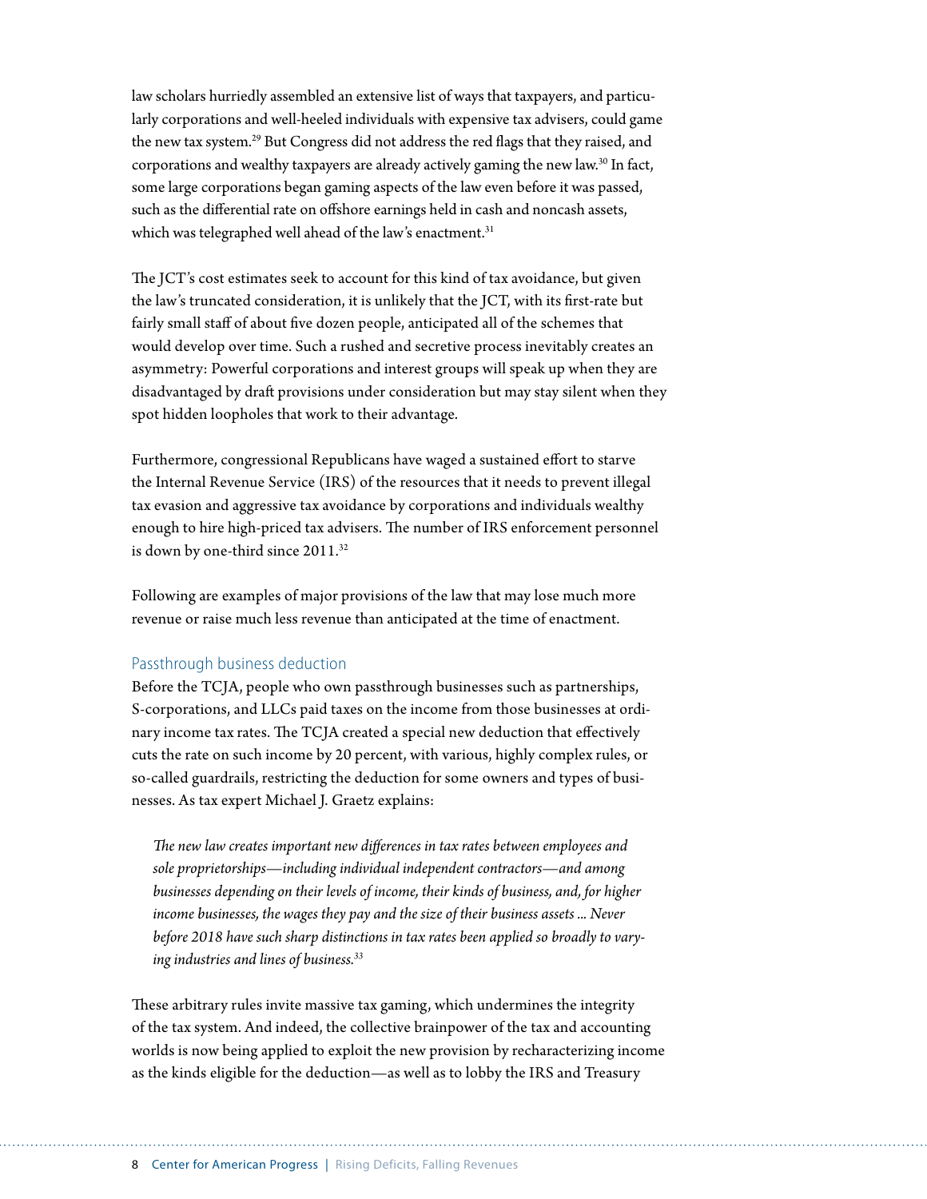law scholars hurriedly assembled an extensive list of ways that taxpayers, and particularly corporations and well-heeled individuals with expensive tax advisers, could game the new tax system.[29] But Congress did not address the red flags that they raised, and corporations and wealthy taxpayers are already actively gaming the new law.[30] In fact, some large corporations began gaming aspects of the law even before it was passed, such as the differential rate on offshore earnings held in cash and noncash assets, which was telegraphed well ahead of the law's enactment.[31]

The JCT's cost estimates seek to account for this kind of tax avoidance, but given the law's truncated consideration, it is unlikely that the JCT, with its first-rate but fairly small staff of about five dozen people, anticipated all of the schemes that would develop over time. Such a rushed and secretive process inevitably creates an asymmetry: Powerful corporations and interest groups will speak up when they are disadvantaged by draft provisions under consideration but may stay silent when they spot hidden loopholes that work to their advantage.

Furthermore, congressional Republicans have waged a sustained effort to starve the Internal Revenue Service (IRS) of the resources that it needs to prevent illegal tax evasion and aggressive tax avoidance by corporations and individuals wealthy enough to hire high-priced tax advisers. The number of IRS enforcement personnel is down by one-third since 2011.[32]

Following are examples of major provisions of the law that may lose much more revenue or raise much less revenue than anticipated at the time of enactment.

### Passthrough business deduction

Before the TCJA, people who own passthrough businesses such as partnerships, S-corporations, and LLCs paid taxes on the income from those businesses at ordinary income tax rates. The TCJA created a special new deduction that effectively cuts the rate on such income by 20 percent, with various, highly complex rules, or so-called guardrails, restricting the deduction for some owners and types of businesses. As tax expert Michael J. Graetz explains:

> *The new law creates important new differences in tax rates between employees and sole proprietorships—including individual independent contractors—and among businesses depending on their levels of income, their kinds of business, and, for higher income businesses, the wages they pay and the size of their business assets ... Never before 2018 have such sharp distinctions in tax rates been applied so broadly to varying industries and lines of business.*[33]

These arbitrary rules invite massive tax gaming, which undermines the integrity of the tax system. And indeed, the collective brainpower of the tax and accounting worlds is now being applied to exploit the new provision by recharacterizing income as the kinds eligible for the deduction—as well as to lobby the IRS and Treasury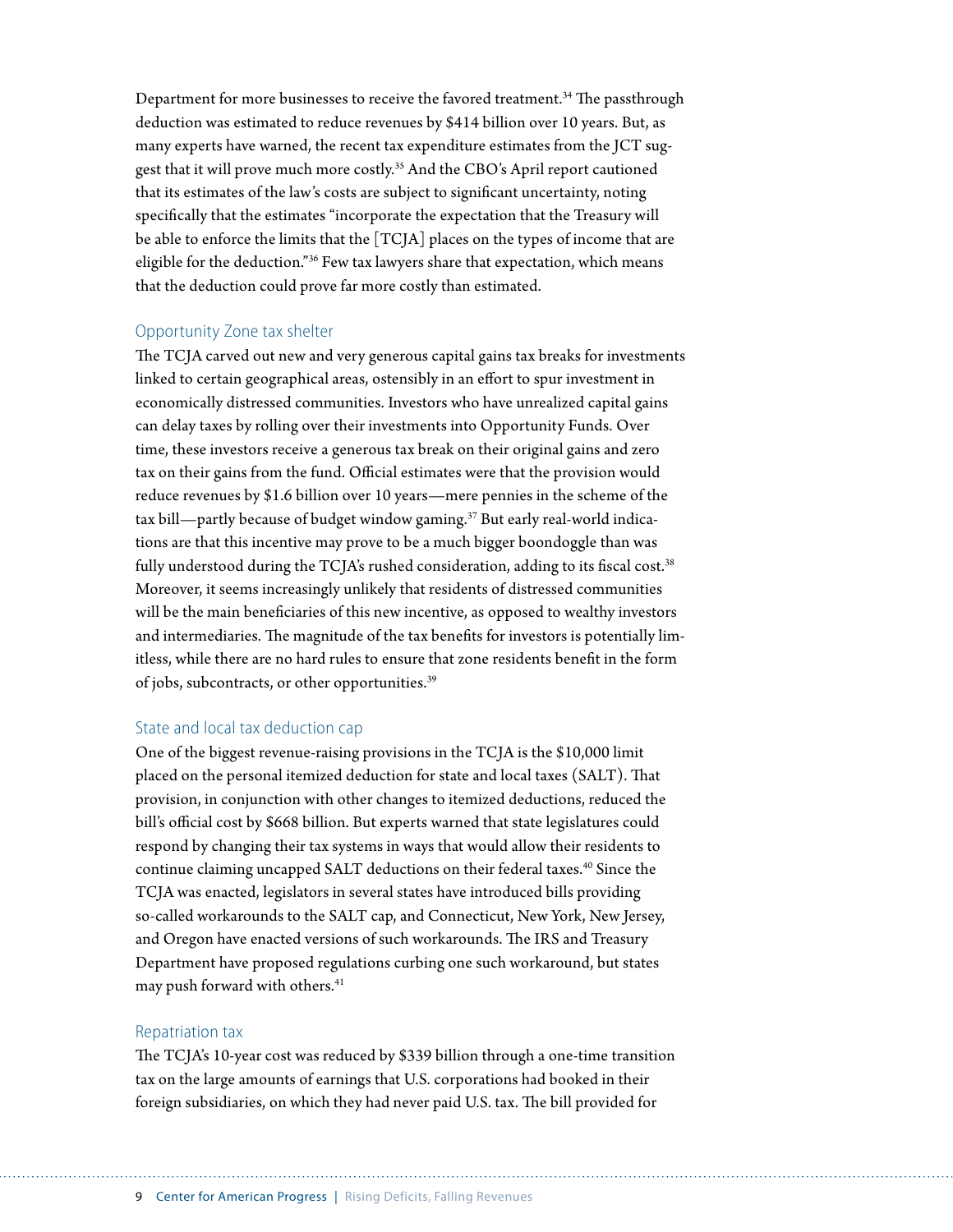Department for more businesses to receive the favored treatment.[34] The passthrough deduction was estimated to reduce revenues by $414 billion over 10 years. But, as many experts have warned, the recent tax expenditure estimates from the JCT suggest that it will prove much more costly.[35] And the CBO's April report cautioned that its estimates of the law's costs are subject to significant uncertainty, noting specifically that the estimates "incorporate the expectation that the Treasury will be able to enforce the limits that the [TCJA] places on the types of income that are eligible for the deduction."[36] Few tax lawyers share that expectation, which means that the deduction could prove far more costly than estimated.

### Opportunity Zone tax shelter

The TCJA carved out new and very generous capital gains tax breaks for investments linked to certain geographical areas, ostensibly in an effort to spur investment in economically distressed communities. Investors who have unrealized capital gains can delay taxes by rolling over their investments into Opportunity Funds. Over time, these investors receive a generous tax break on their original gains and zero tax on their gains from the fund. Official estimates were that the provision would reduce revenues by $1.6 billion over 10 years—mere pennies in the scheme of the tax bill—partly because of budget window gaming.[37] But early real-world indications are that this incentive may prove to be a much bigger boondoggle than was fully understood during the TCJA's rushed consideration, adding to its fiscal cost.[38] Moreover, it seems increasingly unlikely that residents of distressed communities will be the main beneficiaries of this new incentive, as opposed to wealthy investors and intermediaries. The magnitude of the tax benefits for investors is potentially limitless, while there are no hard rules to ensure that zone residents benefit in the form of jobs, subcontracts, or other opportunities.[39]

### State and local tax deduction cap

One of the biggest revenue-raising provisions in the TCJA is the $10,000 limit placed on the personal itemized deduction for state and local taxes (SALT). That provision, in conjunction with other changes to itemized deductions, reduced the bill's official cost by $668 billion. But experts warned that state legislatures could respond by changing their tax systems in ways that would allow their residents to continue claiming uncapped SALT deductions on their federal taxes.[40] Since the TCJA was enacted, legislators in several states have introduced bills providing so-called workarounds to the SALT cap, and Connecticut, New York, New Jersey, and Oregon have enacted versions of such workarounds. The IRS and Treasury Department have proposed regulations curbing one such workaround, but states may push forward with others.[41]

### Repatriation tax

The TCJA's 10-year cost was reduced by $339 billion through a one-time transition tax on the large amounts of earnings that U.S. corporations had booked in their foreign subsidiaries, on which they had never paid U.S. tax. The bill provided for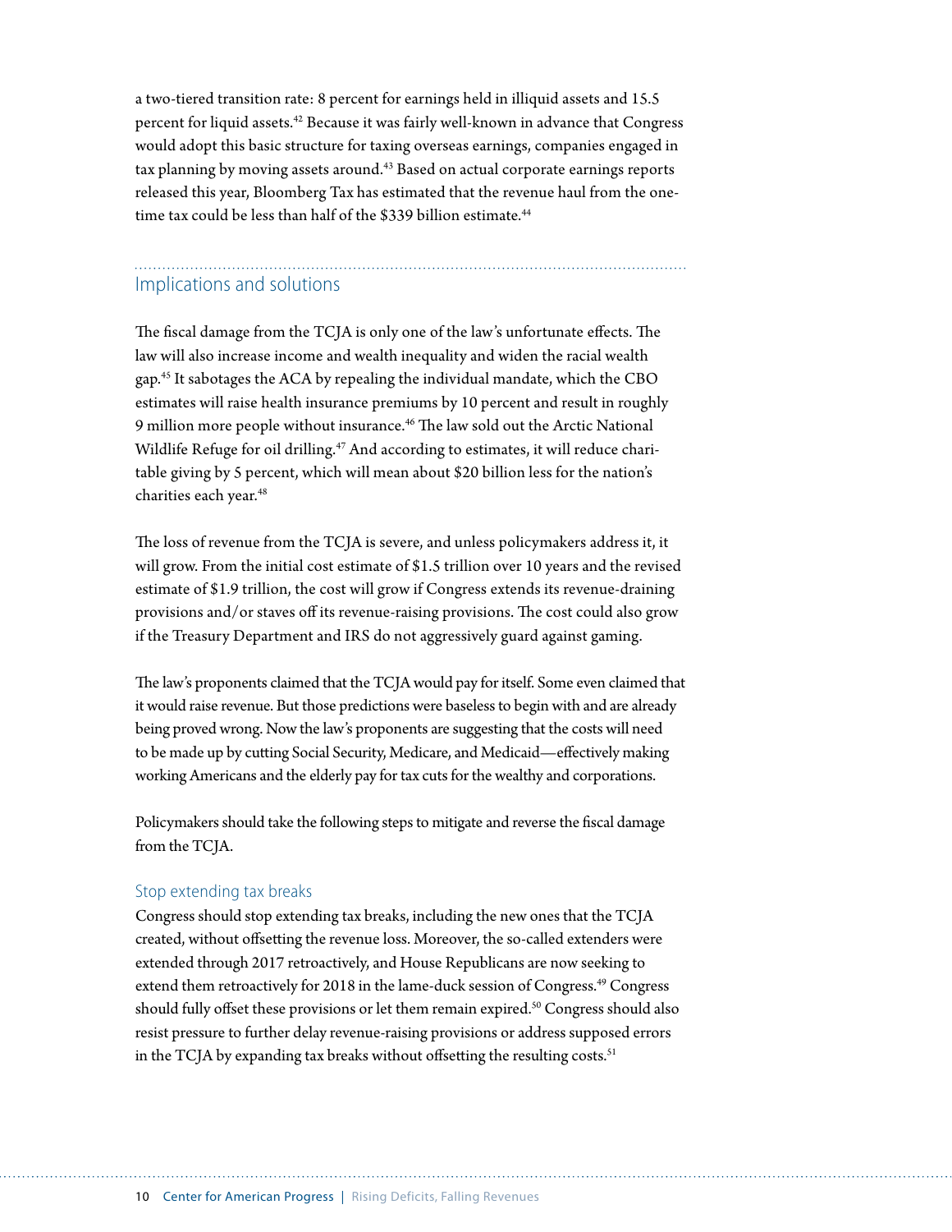a two-tiered transition rate: 8 percent for earnings held in illiquid assets and 15.5 percent for liquid assets.[42] Because it was fairly well-known in advance that Congress would adopt this basic structure for taxing overseas earnings, companies engaged in tax planning by moving assets around.[43] Based on actual corporate earnings reports released this year, Bloomberg Tax has estimated that the revenue haul from the one-time tax could be less than half of the $339 billion estimate.[44]

## Implications and solutions

The fiscal damage from the TCJA is only one of the law's unfortunate effects. The law will also increase income and wealth inequality and widen the racial wealth gap.[45] It sabotages the ACA by repealing the individual mandate, which the CBO estimates will raise health insurance premiums by 10 percent and result in roughly 9 million more people without insurance.[46] The law sold out the Arctic National Wildlife Refuge for oil drilling.[47] And according to estimates, it will reduce charitable giving by 5 percent, which will mean about $20 billion less for the nation's charities each year.[48]

The loss of revenue from the TCJA is severe, and unless policymakers address it, it will grow. From the initial cost estimate of $1.5 trillion over 10 years and the revised estimate of $1.9 trillion, the cost will grow if Congress extends its revenue-draining provisions and/or staves off its revenue-raising provisions. The cost could also grow if the Treasury Department and IRS do not aggressively guard against gaming.

The law's proponents claimed that the TCJA would pay for itself. Some even claimed that it would raise revenue. But those predictions were baseless to begin with and are already being proved wrong. Now the law's proponents are suggesting that the costs will need to be made up by cutting Social Security, Medicare, and Medicaid—effectively making working Americans and the elderly pay for tax cuts for the wealthy and corporations.

Policymakers should take the following steps to mitigate and reverse the fiscal damage from the TCJA.

### Stop extending tax breaks

Congress should stop extending tax breaks, including the new ones that the TCJA created, without offsetting the revenue loss. Moreover, the so-called extenders were extended through 2017 retroactively, and House Republicans are now seeking to extend them retroactively for 2018 in the lame-duck session of Congress.[49] Congress should fully offset these provisions or let them remain expired.[50] Congress should also resist pressure to further delay revenue-raising provisions or address supposed errors in the TCJA by expanding tax breaks without offsetting the resulting costs.[51]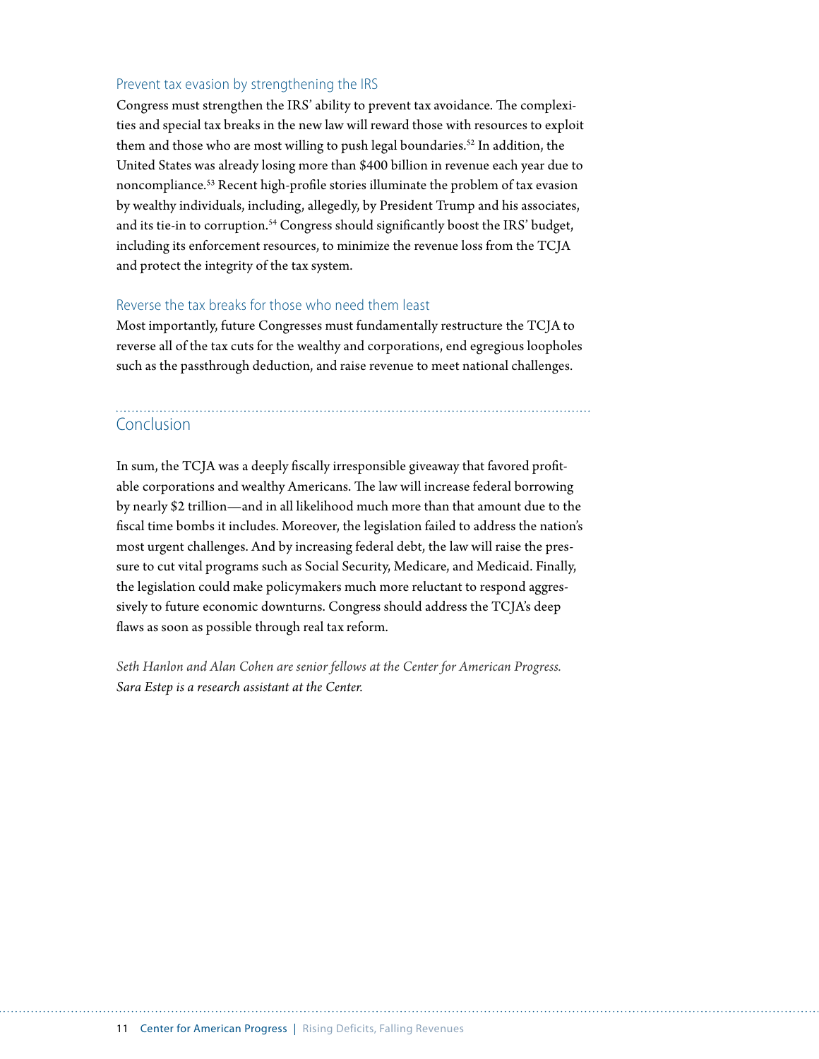### Prevent tax evasion by strengthening the IRS

Congress must strengthen the IRS' ability to prevent tax avoidance. The complexities and special tax breaks in the new law will reward those with resources to exploit them and those who are most willing to push legal boundaries.[52] In addition, the United States was already losing more than $400 billion in revenue each year due to noncompliance.[53] Recent high-profile stories illuminate the problem of tax evasion by wealthy individuals, including, allegedly, by President Trump and his associates, and its tie-in to corruption.[54] Congress should significantly boost the IRS' budget, including its enforcement resources, to minimize the revenue loss from the TCJA and protect the integrity of the tax system.

### Reverse the tax breaks for those who need them least

Most importantly, future Congresses must fundamentally restructure the TCJA to reverse all of the tax cuts for the wealthy and corporations, end egregious loopholes such as the passthrough deduction, and raise revenue to meet national challenges.

## Conclusion

In sum, the TCJA was a deeply fiscally irresponsible giveaway that favored profitable corporations and wealthy Americans. The law will increase federal borrowing by nearly $2 trillion—and in all likelihood much more than that amount due to the fiscal time bombs it includes. Moreover, the legislation failed to address the nation's most urgent challenges. And by increasing federal debt, the law will raise the pressure to cut vital programs such as Social Security, Medicare, and Medicaid. Finally, the legislation could make policymakers much more reluctant to respond aggressively to future economic downturns. Congress should address the TCJA's deep flaws as soon as possible through real tax reform.

*Seth Hanlon and Alan Cohen are senior fellows at the Center for American Progress. Sara Estep is a research assistant at the Center.*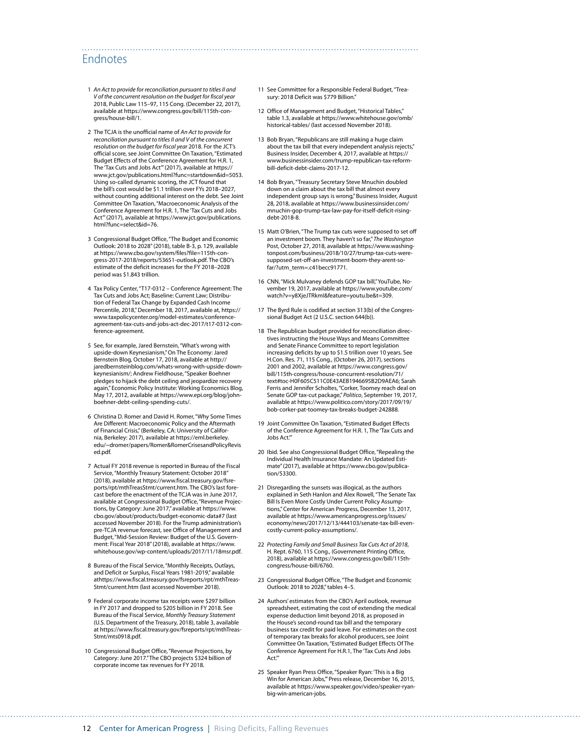## Endnotes

1 *An Act to provide for reconciliation pursuant to titles II and V of the concurrent resolution on the budget for fiscal year* 2018, Public Law 115–97, 115 Cong. (December 22, 2017), available at https://www.congress.gov/bill/115th-congress/house-bill/1.

2 The TCJA is the unofficial name of *An Act to provide for reconciliation pursuant to titles II and V of the concurrent resolution on the budget for fiscal year* 2018. For the JCT's official score, see Joint Committee On Taxation, "Estimated Budget Effects of the Conference Agreement for H.R. 1, The 'Tax Cuts and Jobs Act'" (2017), available at https://www.jct.gov/publications.html?func=startdown&id=5053. Using so-called dynamic scoring, the JCT found that the bill's cost would be $1.1 trillion over FYs 2018–2027, without counting additional interest on the debt. See Joint Committee On Taxation, "Macroeconomic Analysis of the Conference Agreement for H.R. 1, The 'Tax Cuts and Jobs Act'" (2017), available at https://www.jct.gov/publications.html?func=select&id=76.

3 Congressional Budget Office, "The Budget and Economic Outlook: 2018 to 2028" (2018), table B-3, p. 129, available at https://www.cbo.gov/system/files?file=115th-congress-2017-2018/reports/53651-outlook.pdf. The CBO's estimate of the deficit increases for the FY 2018–2028 period was $1.843 trillion.

4 Tax Policy Center, "T17-0312 – Conference Agreement: The Tax Cuts and Jobs Act; Baseline: Current Law; Distribution of Federal Tax Change by Expanded Cash Income Percentile, 2018," December 18, 2017, available at, https://www.taxpolicycenter.org/model-estimates/conference-agreement-tax-cuts-and-jobs-act-dec-2017/t17-0312-conference-agreement.

5 See, for example, Jared Bernstein, "What's wrong with upside-down Keynesianism," On The Economy: Jared Bernstein Blog, October 17, 2018, available at http://jaredbernsteinblog.com/whats-wrong-with-upside-down-keynesianism/; Andrew Fieldhouse, "Speaker Boehner pledges to hijack the debt ceiling and jeopardize recovery again," Economic Policy Institute: Working Economics Blog, May 17, 2012, available at https://www.epi.org/blog/john-boehner-debt-ceiling-spending-cuts/.

6 Christina D. Romer and David H. Romer, "Why Some Times Are Different: Macroeconomic Policy and the Aftermath of Financial Crisis," (Berkeley, CA: University of California, Berkeley: 2017), available at https://eml.berkeley.edu/~dromer/papers/Romer&RomerCrisesandPolicyRevised.pdf.

7 Actual FY 2018 revenue is reported in Bureau of the Fiscal Service, "Monthly Treasury Statement: October 2018" (2018), available at https://www.fiscal.treasury.gov/fsreports/rpt/mthTreasStmt/current.htm. The CBO's last forecast before the enactment of the TCJA was in June 2017, available at Congressional Budget Office, "Revenue Projections, by Category: June 2017," available at https://www.cbo.gov/about/products/budget-economic-data#7 (last accessed November 2018). For the Trump administration's pre-TCJA revenue forecast, see Office of Management and Budget, "Mid-Session Review: Budget of the U.S. Government: Fiscal Year 2018" (2018), available at https://www.whitehouse.gov/wp-content/uploads/2017/11/18msr.pdf.

8 Bureau of the Fiscal Service, "Monthly Receipts, Outlays, and Deficit or Surplus, Fiscal Years 1981-2019," available athttps://www.fiscal.treasury.gov/fsreports/rpt/mthTreasStmt/current.htm (last accessed November 2018).

9 Federal corporate income tax receipts were $297 billion in FY 2017 and dropped to $205 billion in FY 2018. See Bureau of the Fiscal Service, *Monthly Treasury Statement* (U.S. Department of the Treasury, 2018), table 3, available at https://www.fiscal.treasury.gov/fsreports/rpt/mthTreasStmt/mts0918.pdf.

10 Congressional Budget Office, "Revenue Projections, by Category: June 2017." The CBO projects $324 billion of corporate income tax revenues for FY 2018.

11 See Committee for a Responsible Federal Budget, "Treasury: 2018 Deficit was $779 Billion."

12 Office of Management and Budget, "Historical Tables," table 1.3, available at https://www.whitehouse.gov/omb/historical-tables/ (last accessed November 2018).

13 Bob Bryan, "Republicans are still making a huge claim about the tax bill that every independent analysis rejects," Business Insider, December 4, 2017, available at https://www.businessinsider.com/trump-republican-tax-reform-bill-deficit-debt-claims-2017-12.

14 Bob Bryan, "Treasury Secretary Steve Mnuchin doubled down on a claim about the tax bill that almost every independent group says is wrong," Business Insider, August 28, 2018, available at https://www.businessinsider.com/mnuchin-gop-trump-tax-law-pay-for-itself-deficit-rising-debt-2018-8.

15 Matt O'Brien, "The Trump tax cuts were supposed to set off an investment boom. They haven't so far," *The Washington Post*, October 27, 2018, available at https://www.washingtonpost.com/business/2018/10/27/trump-tax-cuts-were-supposed-set-off-an-investment-boom-they-arent-so-far/?utm_term=.c41becc91771.

16 CNN, "Mick Mulvaney defends GOP tax bill," YouTube, November 19, 2017, available at https://www.youtube.com/watch?v=y8XjeJTRkmI&feature=youtu.be&t=309.

17 The Byrd Rule is codified at section 313(b) of the Congressional Budget Act (2 U.S.C. section 644(b)).

18 The Republican budget provided for reconciliation directives instructing the House Ways and Means Committee and Senate Finance Committee to report legislation increasing deficits by up to $1.5 trillion over 10 years. See H.Con. Res. 71, 115 Cong., (October 26, 2017), sections 2001 and 2002, available at https://www.congress.gov/bill/115th-congress/house-concurrent-resolution/71/text#toc-H0F605C511C0E43AEB1946695B2D9AEA6; Sarah Ferris and Jennifer Scholtes, "Corker, Toomey reach deal on Senate GOP tax-cut package," *Politico*, September 19, 2017, available at https://www.politico.com/story/2017/09/19/bob-corker-pat-toomey-tax-breaks-budget-242888.

19 Joint Committee On Taxation, "Estimated Budget Effects of the Conference Agreement for H.R. 1, The 'Tax Cuts and Jobs Act.'"

20 Ibid. See also Congressional Budget Office, "Repealing the Individual Health Insurance Mandate: An Updated Estimate" (2017), available at https://www.cbo.gov/publication/53300.

21 Disregarding the sunsets was illogical, as the authors explained in Seth Hanlon and Alex Rowell, "The Senate Tax Bill Is Even More Costly Under Current Policy Assumptions," Center for American Progress, December 13, 2017, available at https://www.americanprogress.org/issues/economy/news/2017/12/13/444103/senate-tax-bill-even-costly-current-policy-assumptions/.

22 *Protecting Family and Small Business Tax Cuts Act of 2018*, H. Rept. 6760, 115 Cong., (Government Printing Office, 2018), available at https://www.congress.gov/bill/115th-congress/house-bill/6760.

23 Congressional Budget Office, "The Budget and Economic Outlook: 2018 to 2028," tables 4–5.

24 Authors' estimates from the CBO's April outlook, revenue spreadsheet, estimating the cost of extending the medical expense deduction limit beyond 2018, as proposed in the House's second-round tax bill and the temporary business tax credit for paid leave. For estimates on the cost of temporary tax breaks for alcohol producers, see Joint Committee On Taxation, "Estimated Budget Effects Of The Conference Agreement For H.R.1, The 'Tax Cuts And Jobs Act.'"

25 Speaker Ryan Press Office, "Speaker Ryan: 'This is a Big Win for American Jobs,'" Press release, December 16, 2015, available at https://www.speaker.gov/video/speaker-ryan-big-win-american-jobs.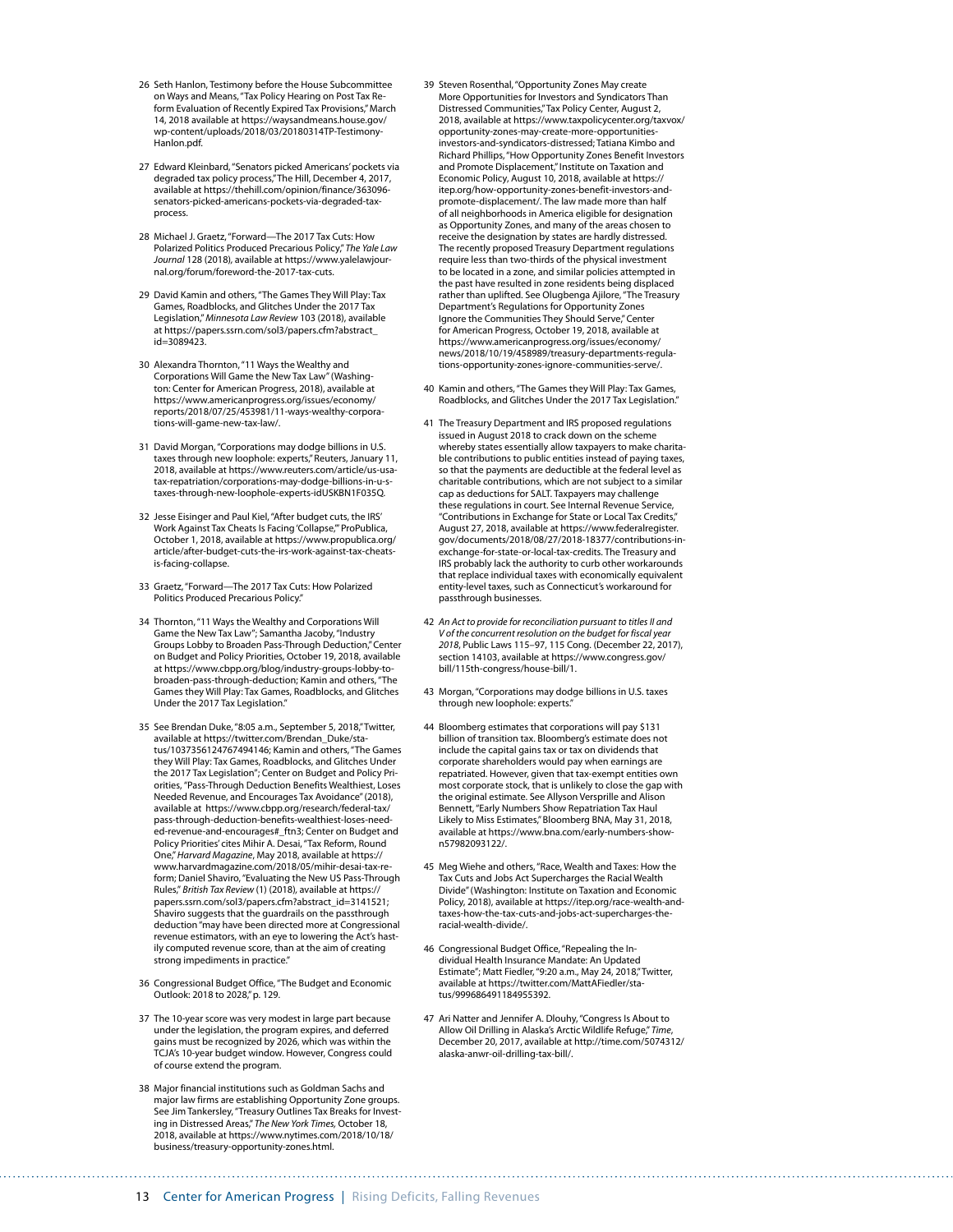26 Seth Hanlon, Testimony before the House Subcommittee on Ways and Means, "Tax Policy Hearing on Post Tax Reform Evaluation of Recently Expired Tax Provisions," March 14, 2018 available at https://waysandmeans.house.gov/wp-content/uploads/2018/03/20180314TP-Testimony-Hanlon.pdf.

27 Edward Kleinbard, "Senators picked Americans' pockets via degraded tax policy process," The Hill, December 4, 2017, available at https://thehill.com/opinion/finance/363096-senators-picked-americans-pockets-via-degraded-tax-process.

28 Michael J. Graetz, "Forward—The 2017 Tax Cuts: How Polarized Politics Produced Precarious Policy," *The Yale Law Journal* 128 (2018), available at https://www.yalelawjournal.org/forum/foreword-the-2017-tax-cuts.

29 David Kamin and others, "The Games They Will Play: Tax Games, Roadblocks, and Glitches Under the 2017 Tax Legislation," *Minnesota Law Review* 103 (2018), available at https://papers.ssrn.com/sol3/papers.cfm?abstract_id=3089423.

30 Alexandra Thornton, "11 Ways the Wealthy and Corporations Will Game the New Tax Law" (Washington: Center for American Progress, 2018), available at https://www.americanprogress.org/issues/economy/reports/2018/07/25/453981/11-ways-wealthy-corporations-will-game-new-tax-law/.

31 David Morgan, "Corporations may dodge billions in U.S. taxes through new loophole: experts," Reuters, January 11, 2018, available at https://www.reuters.com/article/us-usa-tax-repatriation/corporations-may-dodge-billions-in-u-s-taxes-through-new-loophole-experts-idUSKBN1F035Q.

32 Jesse Eisinger and Paul Kiel, "After budget cuts, the IRS' Work Against Tax Cheats Is Facing 'Collapse,'" ProPublica, October 1, 2018, available at https://www.propublica.org/article/after-budget-cuts-the-irs-work-against-tax-cheats-is-facing-collapse.

33 Graetz, "Forward—The 2017 Tax Cuts: How Polarized Politics Produced Precarious Policy."

34 Thornton, "11 Ways the Wealthy and Corporations Will Game the New Tax Law"; Samantha Jacoby, "Industry Groups Lobby to Broaden Pass-Through Deduction," Center on Budget and Policy Priorities, October 19, 2018, available at https://www.cbpp.org/blog/industry-groups-lobby-to-broaden-pass-through-deduction; Kamin and others, "The Games they Will Play: Tax Games, Roadblocks, and Glitches Under the 2017 Tax Legislation."

35 See Brendan Duke, "8:05 a.m., September 5, 2018," Twitter, available at https://twitter.com/Brendan_Duke/status/1037356124767494146; Kamin and others, "The Games they Will Play: Tax Games, Roadblocks, and Glitches Under the 2017 Tax Legislation"; Center on Budget and Policy Priorities, "Pass-Through Deduction Benefits Wealthiest, Loses Needed Revenue, and Encourages Tax Avoidance" (2018), available at https://www.cbpp.org/research/federal-tax/pass-through-deduction-benefits-wealthiest-loses-needed-revenue-and-encourages#_ftn3; Center on Budget and Policy Priorities' cites Mihir A. Desai, "Tax Reform, Round One," *Harvard Magazine*, May 2018, available at https://www.harvardmagazine.com/2018/05/mihir-desai-tax-reform; Daniel Shaviro, "Evaluating the New US Pass-Through Rules," *British Tax Review* (1) (2018), available at https://papers.ssrn.com/sol3/papers.cfm?abstract_id=3141521; Shaviro suggests that the guardrails on the passthrough deduction "may have been directed more at Congressional revenue estimators, with an eye to lowering the Act's hastily computed revenue score, than at the aim of creating strong impediments in practice."

36 Congressional Budget Office, "The Budget and Economic Outlook: 2018 to 2028," p. 129.

37 The 10-year score was very modest in large part because under the legislation, the program expires, and deferred gains must be recognized by 2026, which was within the TCJA's 10-year budget window. However, Congress could of course extend the program.

38 Major financial institutions such as Goldman Sachs and major law firms are establishing Opportunity Zone groups. See Jim Tankersley, "Treasury Outlines Tax Breaks for Investing in Distressed Areas," *The New York Times*, October 18, 2018, available at https://www.nytimes.com/2018/10/18/business/treasury-opportunity-zones.html.

39 Steven Rosenthal, "Opportunity Zones May create More Opportunities for Investors and Syndicators Than Distressed Communities," Tax Policy Center, August 2, 2018, available at https://www.taxpolicycenter.org/taxvox/opportunity-zones-may-create-more-opportunities-investors-and-syndicators-distressed; Tatiana Kimbo and Richard Phillips, "How Opportunity Zones Benefit Investors and Promote Displacement," Institute on Taxation and Economic Policy, August 10, 2018, available at https://itep.org/how-opportunity-zones-benefit-investors-and-promote-displacement/. The law made more than half of all neighborhoods in America eligible for designation as Opportunity Zones, and many of the areas chosen to receive the designation by states are hardly distressed. The recently proposed Treasury Department regulations require less than two-thirds of the physical investment to be located in a zone, and similar policies attempted in the past have resulted in zone residents being displaced rather than uplifted. See Olugbenga Ajilore, "The Treasury Department's Regulations for Opportunity Zones Ignore the Communities They Should Serve," Center for American Progress, October 19, 2018, available at https://www.americanprogress.org/issues/economy/news/2018/10/19/458989/treasury-departments-regulations-opportunity-zones-ignore-communities-serve/.

40 Kamin and others, "The Games they Will Play: Tax Games, Roadblocks, and Glitches Under the 2017 Tax Legislation."

41 The Treasury Department and IRS proposed regulations issued in August 2018 to crack down on the scheme whereby states essentially allow taxpayers to make charitable contributions to public entities instead of paying taxes, so that the payments are deductible at the federal level as charitable contributions, which are not subject to a similar cap as deductions for SALT. Taxpayers may challenge these regulations in court. See Internal Revenue Service, "Contributions in Exchange for State or Local Tax Credits," August 27, 2018, available at https://www.federalregister.gov/documents/2018/08/27/2018-18377/contributions-in-exchange-for-state-or-local-tax-credits. The Treasury and IRS probably lack the authority to curb other workarounds that replace individual taxes with economically equivalent entity-level taxes, such as Connecticut's workaround for passthrough businesses.

42 *An Act to provide for reconciliation pursuant to titles II and V of the concurrent resolution on the budget for fiscal year 2018*, Public Laws 115–97, 115 Cong. (December 22, 2017), section 14103, available at https://www.congress.gov/bill/115th-congress/house-bill/1.

43 Morgan, "Corporations may dodge billions in U.S. taxes through new loophole: experts."

44 Bloomberg estimates that corporations will pay $131 billion of transition tax. Bloomberg's estimate does not include the capital gains tax or tax on dividends that corporate shareholders would pay when earnings are repatriated. However, given that tax-exempt entities own most corporate stock, that is unlikely to close the gap with the original estimate. See Allyson Versprille and Alison Bennett, "Early Numbers Show Repatriation Tax Haul Likely to Miss Estimates," Bloomberg BNA, May 31, 2018, available at https://www.bna.com/early-numbers-show-n57982093122/.

45 Meg Wiehe and others, "Race, Wealth and Taxes: How the Tax Cuts and Jobs Act Supercharges the Racial Wealth Divide" (Washington: Institute on Taxation and Economic Policy, 2018), available at https://itep.org/race-wealth-and-taxes-how-the-tax-cuts-and-jobs-act-supercharges-the-racial-wealth-divide/.

46 Congressional Budget Office, "Repealing the Individual Health Insurance Mandate: An Updated Estimate"; Matt Fiedler, "9:20 a.m., May 24, 2018," Twitter, available at https://twitter.com/MattAFiedler/status/999686491184955392.

47 Ari Natter and Jennifer A. Dlouhy, "Congress Is About to Allow Oil Drilling in Alaska's Arctic Wildlife Refuge," *Time*, December 20, 2017, available at http://time.com/5074312/alaska-anwr-oil-drilling-tax-bill/.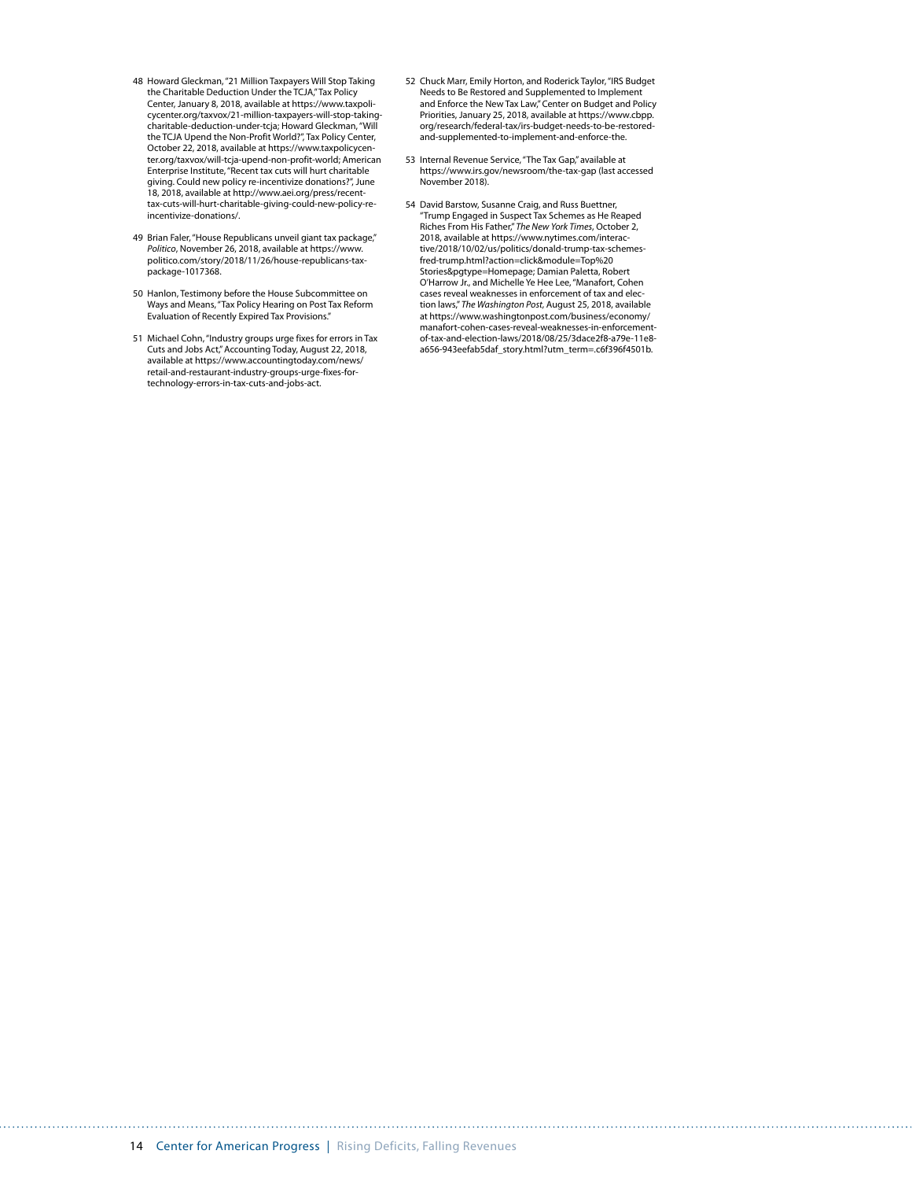48 Howard Gleckman, "21 Million Taxpayers Will Stop Taking the Charitable Deduction Under the TCJA," Tax Policy Center, January 8, 2018, available at https://www.taxpolicycenter.org/taxvox/21-million-taxpayers-will-stop-taking-charitable-deduction-under-tcja; Howard Gleckman, "Will the TCJA Upend the Non-Profit World?", Tax Policy Center, October 22, 2018, available at https://www.taxpolicycenter.org/taxvox/will-tcja-upend-non-profit-world; American Enterprise Institute, "Recent tax cuts will hurt charitable giving. Could new policy re-incentivize donations?", June 18, 2018, available at http://www.aei.org/press/recent-tax-cuts-will-hurt-charitable-giving-could-new-policy-re-incentivize-donations/.

49 Brian Faler, "House Republicans unveil giant tax package," *Politico*, November 26, 2018, available at https://www.politico.com/story/2018/11/26/house-republicans-tax-package-1017368.

50 Hanlon, Testimony before the House Subcommittee on Ways and Means, "Tax Policy Hearing on Post Tax Reform Evaluation of Recently Expired Tax Provisions."

51 Michael Cohn, "Industry groups urge fixes for errors in Tax Cuts and Jobs Act," Accounting Today, August 22, 2018, available at https://www.accountingtoday.com/news/retail-and-restaurant-industry-groups-urge-fixes-for-technology-errors-in-tax-cuts-and-jobs-act.

52 Chuck Marr, Emily Horton, and Roderick Taylor, "IRS Budget Needs to Be Restored and Supplemented to Implement and Enforce the New Tax Law," Center on Budget and Policy Priorities, January 25, 2018, available at https://www.cbpp.org/research/federal-tax/irs-budget-needs-to-be-restored-and-supplemented-to-implement-and-enforce-the.

53 Internal Revenue Service, "The Tax Gap," available at https://www.irs.gov/newsroom/the-tax-gap (last accessed November 2018).

54 David Barstow, Susanne Craig, and Russ Buettner, "Trump Engaged in Suspect Tax Schemes as He Reaped Riches From His Father," *The New York Times*, October 2, 2018, available at https://www.nytimes.com/interactive/2018/10/02/us/politics/donald-trump-tax-schemes-fred-trump.html?action=click&module=Top%20Stories&pgtype=Homepage; Damian Paletta, Robert O'Harrow Jr., and Michelle Ye Hee Lee, "Manafort, Cohen cases reveal weaknesses in enforcement of tax and election laws," *The Washington Post*, August 25, 2018, available at https://www.washingtonpost.com/business/economy/manafort-cohen-cases-reveal-weaknesses-in-enforcement-of-tax-and-election-laws/2018/08/25/3dace2f8-a79e-11e8-a656-943eefab5daf_story.html?utm_term=.c6f396f4501b.